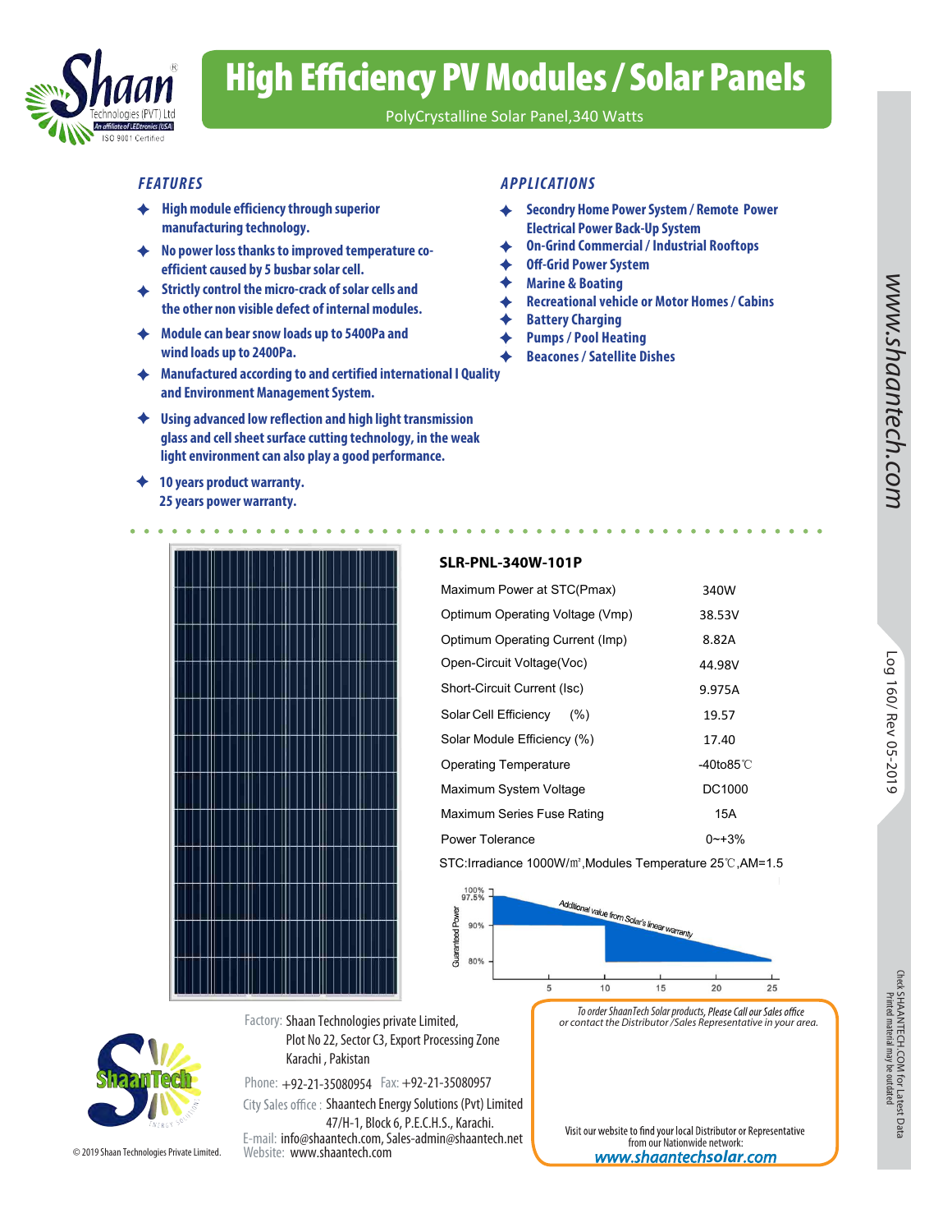Shaan Technologies (PVT) Ltd
An affiliate of LEDtronics (USA)
ISO 9001 Certified

# High Efficiency PV Modules / Solar Panels

PolyCrystalline Solar Panel,340 Watts

## FEATURES

- High module efficiency through superior manufacturing technology.
- No power loss thanks to improved temperature co-efficient caused by 5 busbar solar cell.
- Strictly control the micro-crack of solar cells and the other non visible defect of internal modules.
- Module can bear snow loads up to 5400Pa and wind loads up to 2400Pa.
- Manufactured according to and certified international l Quality and Environment Management System.
- Using advanced low reflection and high light transmission glass and cell sheet surface cutting technology, in the weak light environment can also play a good performance.
- 10 years product warranty.
  25 years power warranty.

## APPLICATIONS

- Secondry Home Power System / Remote Power Electrical Power Back-Up System
- On-Grid Commercial / Industrial Rooftops
- Off-Grid Power System
- Marine & Boating
- Recreational vehicle or Motor Homes / Cabins
- Battery Charging
- Pumps / Pool Heating
- Beacons / Satellite Dishes

www.shaantech.com

Log 160/ Rev 05-2019

### SLR-PNL-340W-101P

| Parameter | Value |
|---|---|
| Maximum Power at STC(Pmax) | 340W |
| Optimum Operating Voltage (Vmp) | 38.53V |
| Optimum Operating Current (Imp) | 8.82A |
| Open-Circuit Voltage(Voc) | 44.98V |
| Short-Circuit Current (Isc) | 9.975A |
| Solar Cell Efficiency (%) | 19.57 |
| Solar Module Efficiency (%) | 17.40 |
| Operating Temperature | -40to85℃ |
| Maximum System Voltage | DC1000 |
| Maximum Series Fuse Rating | 15A |
| Power Tolerance | 0~+3% |

STC:Irradiance 1000W/㎡,Modules Temperature 25℃,AM=1.5

Guaranteed Power: 100%, 97.5%, 90%, 80% — Years: 5, 10, 15, 20, 25 — Additional value from Solar's linear warranty

Factory: Shaan Technologies private Limited,
Plot No 22, Sector C3, Export Processing Zone
Karachi , Pakistan

Phone: +92-21-35080954 Fax: +92-21-35080957

City Sales office : Shaantech Energy Solutions (Pvt) Limited
47/H-1, Block 6, P.E.C.H.S., Karachi.

E-mail: info@shaantech.com, Sales-admin@shaantech.net
Website: www.shaantech.com

*To order ShaanTech Solar products, Please Call our Sales office or contact the Distributor /Sales Representative in your area.*

Visit our website to find your local Distributor or Representative from our Nationwide network:
www.shaantechsolar.com

ShaanTech Energy Solutions

© 2019 Shaan Technologies Private Limited.

Chek SHAANTECH.COM for Latest Data
Printed material may be outdated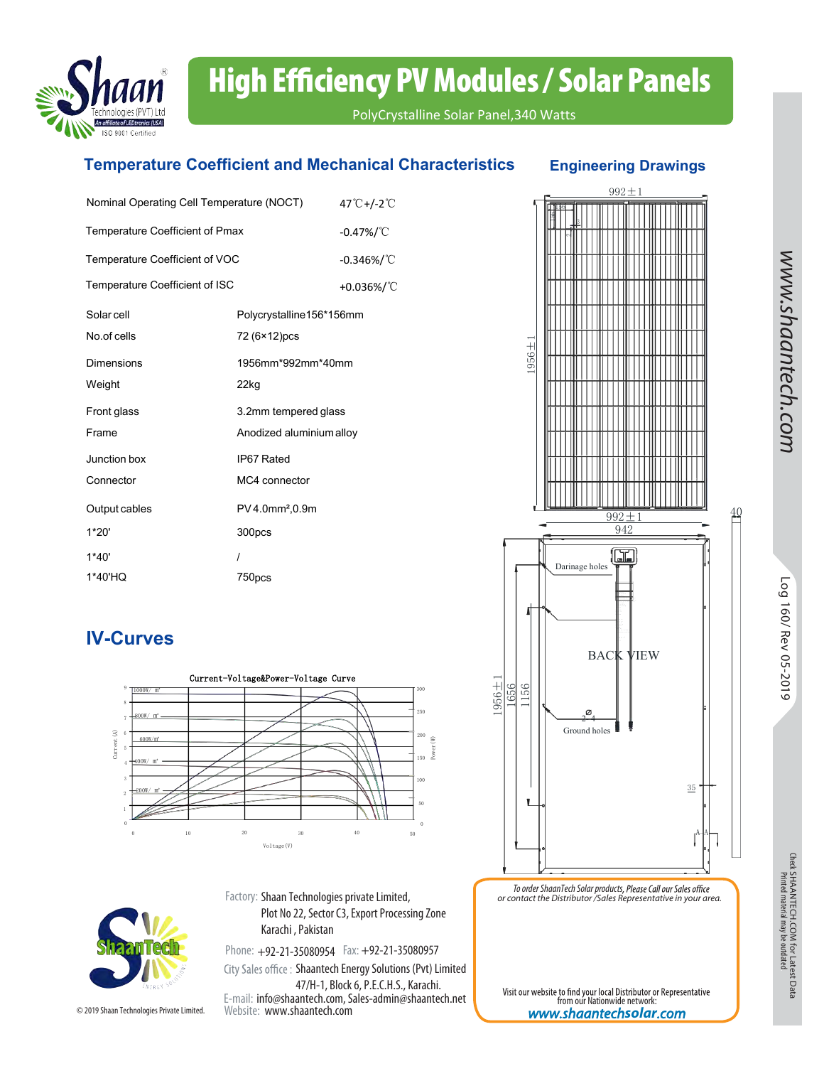# High Efficiency PV Modules / Solar Panels

PolyCrystalline Solar Panel,340 Watts

## Temperature Coefficient and Mechanical Characteristics

| | |
|---|---|
| Nominal Operating Cell Temperature (NOCT) | 47℃+/-2℃ |
| Temperature Coefficient of Pmax | -0.47%/℃ |
| Temperature Coefficient of VOC | -0.346%/℃ |
| Temperature Coefficient of ISC | +0.036%/℃ |

| | |
|---|---|
| Solar cell | Polycrystalline156*156mm |
| No.of cells | 72 (6×12)pcs |
| Dimensions | 1956mm*992mm*40mm |
| Weight | 22kg |
| Front glass | 3.2mm tempered glass |
| Frame | Anodized aluminium alloy |
| Junction box | IP67 Rated |
| Connector | MC4 connector |
| Output cables | PV4.0mm²,0.9m |
| 1*20' | 300pcs |
| 1*40' | / |
| 1*40'HQ | 750pcs |

## Engineering Drawings

992±1

1956±1

992±1

942

40

Darinage holes

BACK VIEW

1956±1

1656

1156

2-Ø4

Ground holes

35

A-A

## IV-Curves

Current-Voltage&Power-Voltage Curve

1000W/m²

800W/m²

600W/m²

400W/m²

200W/m²

Current (A)

Power (W)

Voltage (V)

0 10 20 30 40 50

0 1 2 3 4 5 6 7 8 9

0 50 100 150 200 250 300

Factory: Shaan Technologies private Limited,
Plot No 22, Sector C3, Export Processing Zone
Karachi , Pakistan

Phone: +92-21-35080954 Fax: +92-21-35080957

City Sales office : Shaantech Energy Solutions (Pvt) Limited
47/H-1, Block 6, P.E.C.H.S., Karachi.

E-mail: info@shaantech.com, Sales-admin@shaantech.net

Website: www.shaantech.com

© 2019 Shaan Technologies Private Limited.

*To order ShaanTech Solar products, Please Call our Sales office or contact the Distributor /Sales Representative in your area.*

Visit our website to find your local Distributor or Representative from our Nationwide network:

**www.shaantechsolar.com**

www.shaantech.com

Log 160/ Rev 05-2019

Check SHAANTECH.COM for Latest Data
Printed material may be outdated